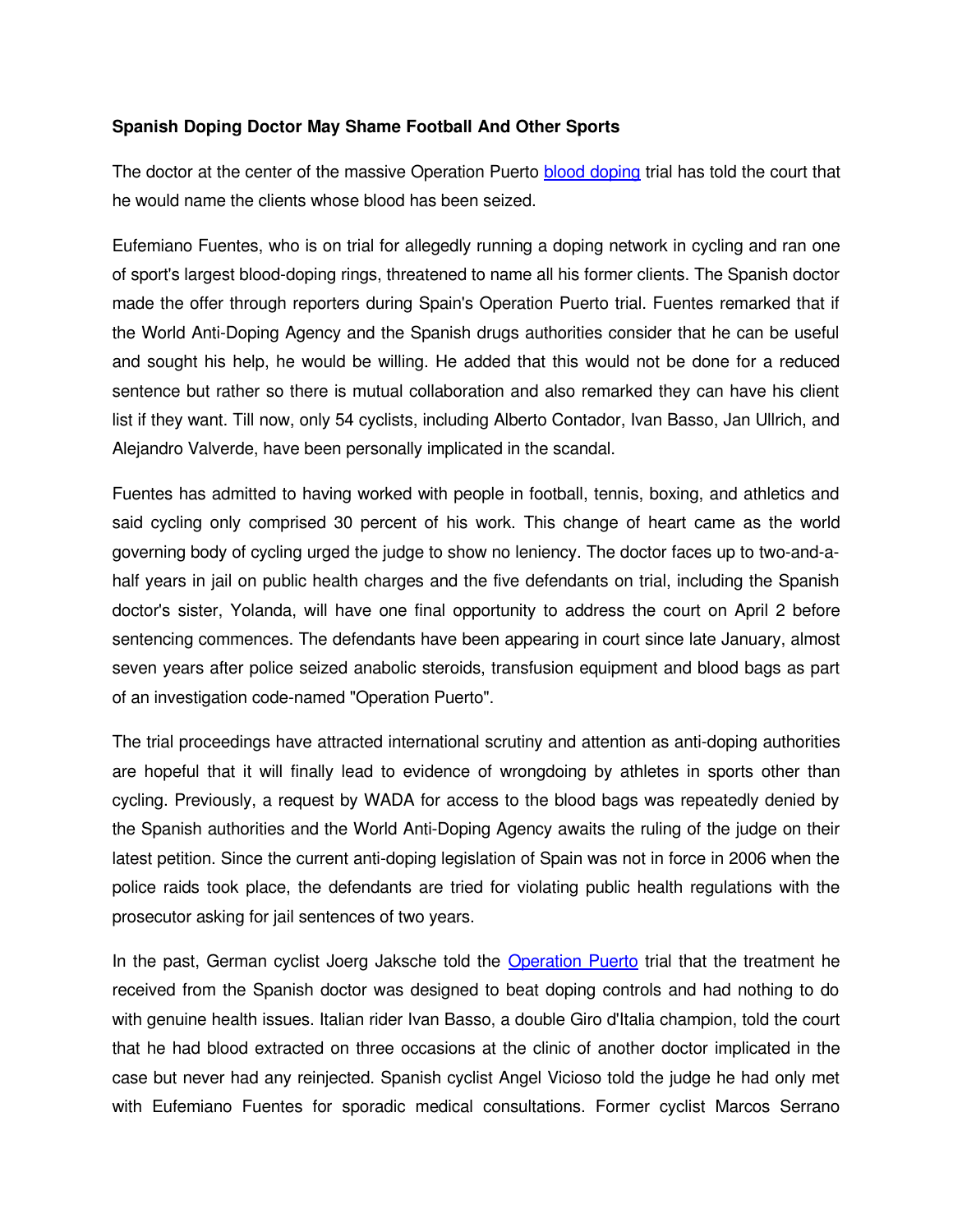**Spanish Doping Doctor May Shame Football And Other Sports**

The doctor at the center of the massive Operation Puerto [blood doping](#) trial has told the court that he would name the clients whose blood has been seized.

Eufemiano Fuentes, who is on trial for allegedly running a doping network in cycling and ran one of sport's largest blood-doping rings, threatened to name all his former clients. The Spanish doctor made the offer through reporters during Spain's Operation Puerto trial. Fuentes remarked that if the World Anti-Doping Agency and the Spanish drugs authorities consider that he can be useful and sought his help, he would be willing. He added that this would not be done for a reduced sentence but rather so there is mutual collaboration and also remarked they can have his client list if they want. Till now, only 54 cyclists, including Alberto Contador, Ivan Basso, Jan Ullrich, and Alejandro Valverde, have been personally implicated in the scandal.

Fuentes has admitted to having worked with people in football, tennis, boxing, and athletics and said cycling only comprised 30 percent of his work. This change of heart came as the world governing body of cycling urged the judge to show no leniency. The doctor faces up to two-and-a-half years in jail on public health charges and the five defendants on trial, including the Spanish doctor's sister, Yolanda, will have one final opportunity to address the court on April 2 before sentencing commences. The defendants have been appearing in court since late January, almost seven years after police seized anabolic steroids, transfusion equipment and blood bags as part of an investigation code-named "Operation Puerto".

The trial proceedings have attracted international scrutiny and attention as anti-doping authorities are hopeful that it will finally lead to evidence of wrongdoing by athletes in sports other than cycling. Previously, a request by WADA for access to the blood bags was repeatedly denied by the Spanish authorities and the World Anti-Doping Agency awaits the ruling of the judge on their latest petition. Since the current anti-doping legislation of Spain was not in force in 2006 when the police raids took place, the defendants are tried for violating public health regulations with the prosecutor asking for jail sentences of two years.

In the past, German cyclist Joerg Jaksche told the [Operation Puerto](#) trial that the treatment he received from the Spanish doctor was designed to beat doping controls and had nothing to do with genuine health issues. Italian rider Ivan Basso, a double Giro d'Italia champion, told the court that he had blood extracted on three occasions at the clinic of another doctor implicated in the case but never had any reinjected. Spanish cyclist Angel Vicioso told the judge he had only met with Eufemiano Fuentes for sporadic medical consultations. Former cyclist Marcos Serrano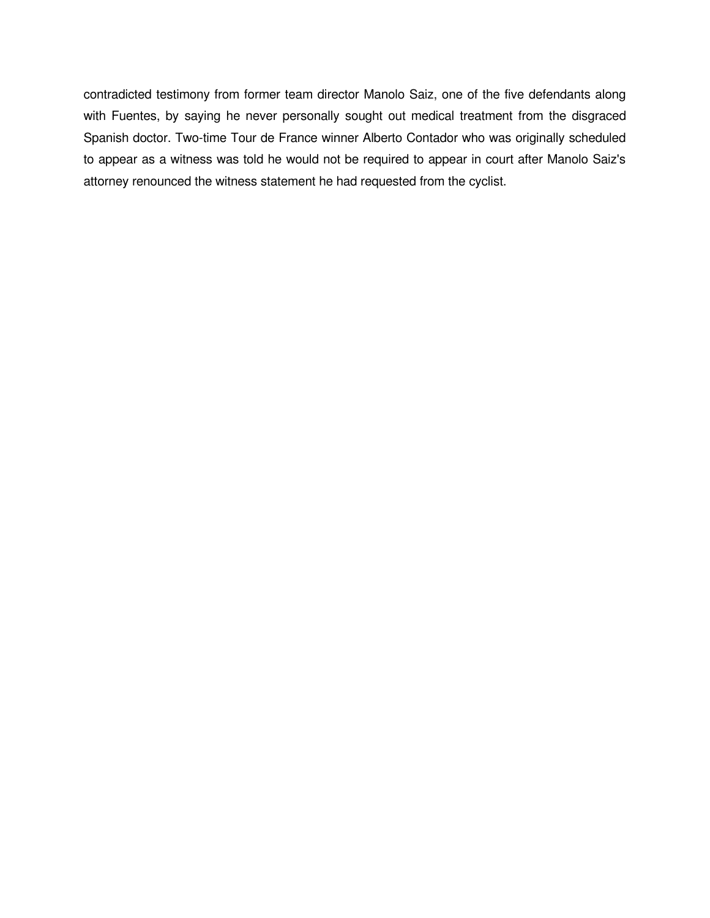contradicted testimony from former team director Manolo Saiz, one of the five defendants along with Fuentes, by saying he never personally sought out medical treatment from the disgraced Spanish doctor. Two-time Tour de France winner Alberto Contador who was originally scheduled to appear as a witness was told he would not be required to appear in court after Manolo Saiz's attorney renounced the witness statement he had requested from the cyclist.